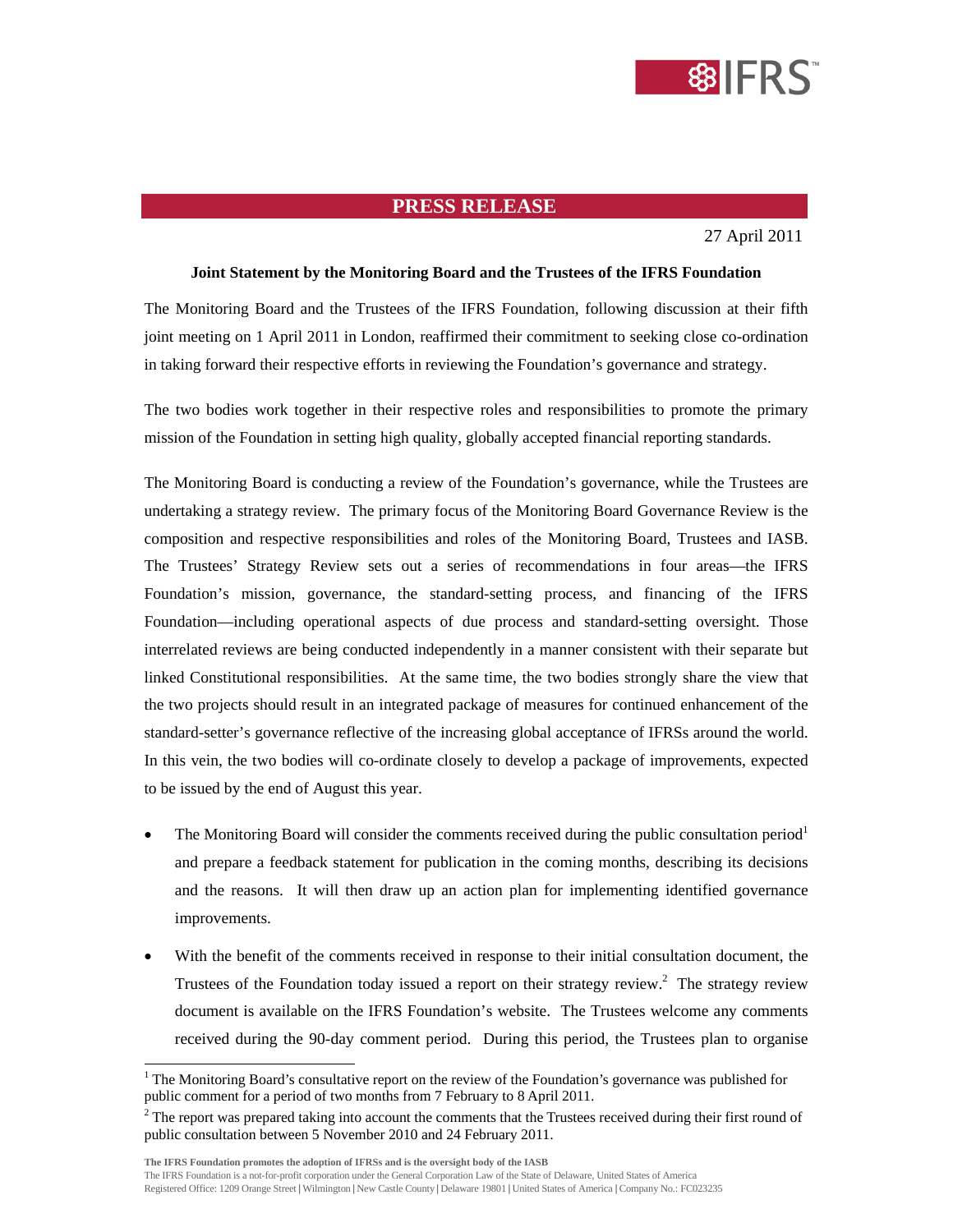# PRESS RELEASE

27 April 2011

**Joint Statement by the Monitoring Board and the Trustees of the IFRS Foundation**

The Monitoring Board and the Trustees of the IFRS Foundation, following discussion at their fifth joint meeting on 1 April 2011 in London, reaffirmed their commitment to seeking close co-ordination in taking forward their respective efforts in reviewing the Foundation's governance and strategy.

The two bodies work together in their respective roles and responsibilities to promote the primary mission of the Foundation in setting high quality, globally accepted financial reporting standards.

The Monitoring Board is conducting a review of the Foundation's governance, while the Trustees are undertaking a strategy review. The primary focus of the Monitoring Board Governance Review is the composition and respective responsibilities and roles of the Monitoring Board, Trustees and IASB. The Trustees' Strategy Review sets out a series of recommendations in four areas—the IFRS Foundation's mission, governance, the standard-setting process, and financing of the IFRS Foundation—including operational aspects of due process and standard-setting oversight. Those interrelated reviews are being conducted independently in a manner consistent with their separate but linked Constitutional responsibilities. At the same time, the two bodies strongly share the view that the two projects should result in an integrated package of measures for continued enhancement of the standard-setter's governance reflective of the increasing global acceptance of IFRSs around the world. In this vein, the two bodies will co-ordinate closely to develop a package of improvements, expected to be issued by the end of August this year.

- The Monitoring Board will consider the comments received during the public consultation period[1] and prepare a feedback statement for publication in the coming months, describing its decisions and the reasons. It will then draw up an action plan for implementing identified governance improvements.
- With the benefit of the comments received in response to their initial consultation document, the Trustees of the Foundation today issued a report on their strategy review.[2] The strategy review document is available on the IFRS Foundation's website. The Trustees welcome any comments received during the 90-day comment period. During this period, the Trustees plan to organise

[1] The Monitoring Board's consultative report on the review of the Foundation's governance was published for public comment for a period of two months from 7 February to 8 April 2011.

[2] The report was prepared taking into account the comments that the Trustees received during their first round of public consultation between 5 November 2010 and 24 February 2011.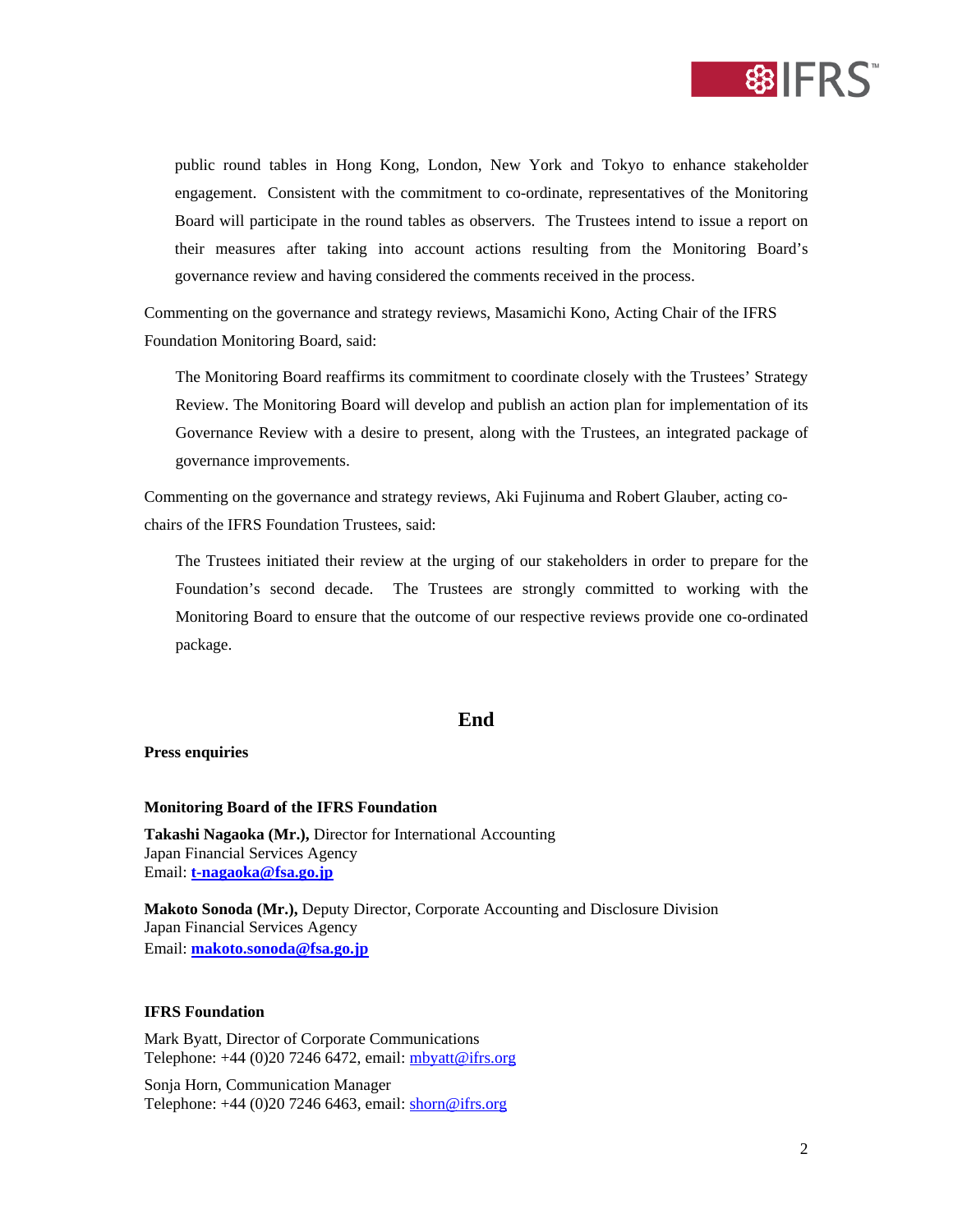public round tables in Hong Kong, London, New York and Tokyo to enhance stakeholder engagement. Consistent with the commitment to co-ordinate, representatives of the Monitoring Board will participate in the round tables as observers. The Trustees intend to issue a report on their measures after taking into account actions resulting from the Monitoring Board's governance review and having considered the comments received in the process.

Commenting on the governance and strategy reviews, Masamichi Kono, Acting Chair of the IFRS Foundation Monitoring Board, said:

> The Monitoring Board reaffirms its commitment to coordinate closely with the Trustees' Strategy Review. The Monitoring Board will develop and publish an action plan for implementation of its Governance Review with a desire to present, along with the Trustees, an integrated package of governance improvements.

Commenting on the governance and strategy reviews, Aki Fujinuma and Robert Glauber, acting co-chairs of the IFRS Foundation Trustees, said:

> The Trustees initiated their review at the urging of our stakeholders in order to prepare for the Foundation's second decade. The Trustees are strongly committed to working with the Monitoring Board to ensure that the outcome of our respective reviews provide one co-ordinated package.

## End

**Press enquiries**

**Monitoring Board of the IFRS Foundation**

**Takashi Nagaoka (Mr.),** Director for International Accounting
Japan Financial Services Agency
Email: **t-nagaoka@fsa.go.jp**

**Makoto Sonoda (Mr.),** Deputy Director, Corporate Accounting and Disclosure Division
Japan Financial Services Agency
Email: **makoto.sonoda@fsa.go.jp**

**IFRS Foundation**

Mark Byatt, Director of Corporate Communications
Telephone: +44 (0)20 7246 6472, email: mbyatt@ifrs.org

Sonja Horn, Communication Manager
Telephone: +44 (0)20 7246 6463, email: shorn@ifrs.org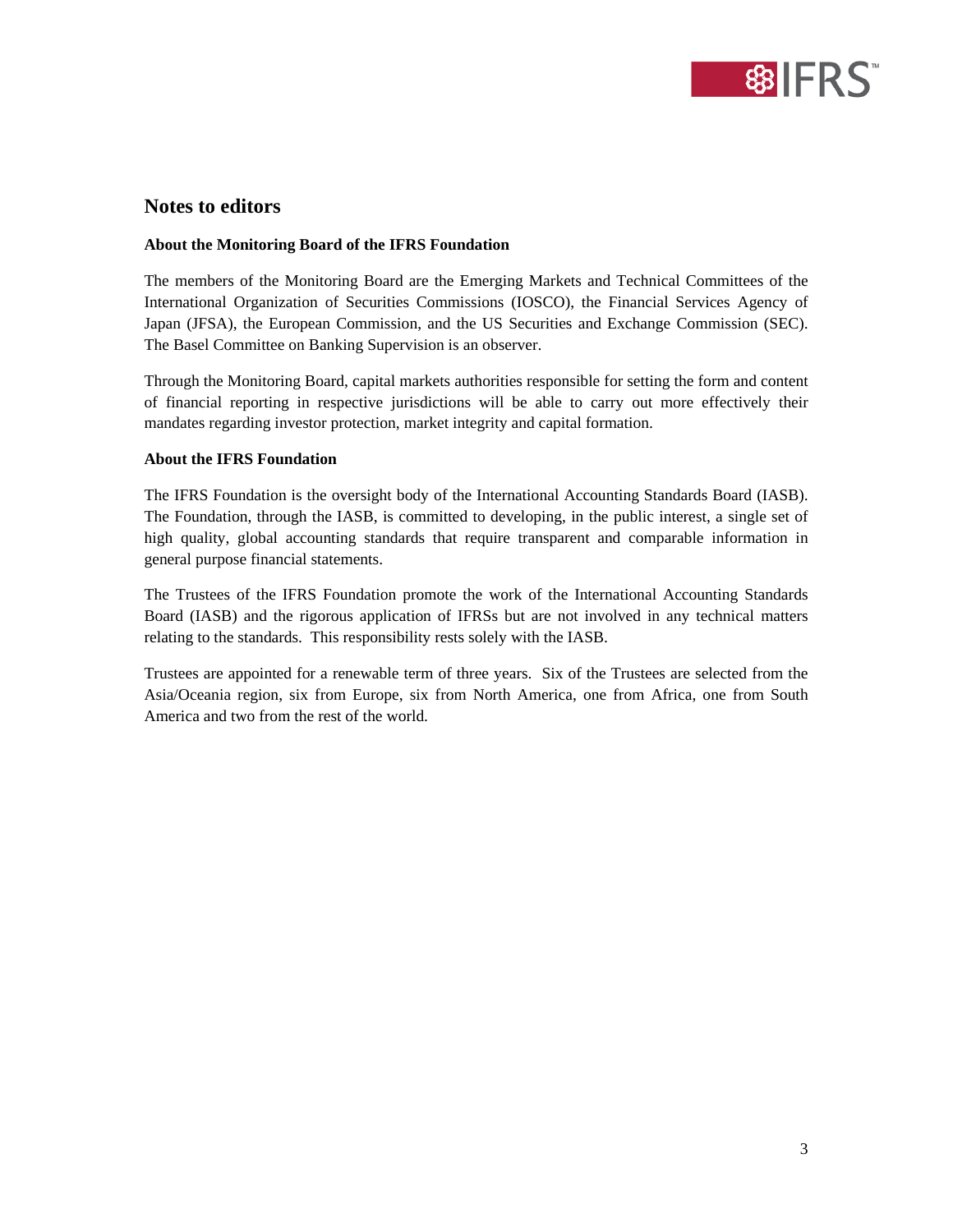## Notes to editors

**About the Monitoring Board of the IFRS Foundation**

The members of the Monitoring Board are the Emerging Markets and Technical Committees of the International Organization of Securities Commissions (IOSCO), the Financial Services Agency of Japan (JFSA), the European Commission, and the US Securities and Exchange Commission (SEC). The Basel Committee on Banking Supervision is an observer.

Through the Monitoring Board, capital markets authorities responsible for setting the form and content of financial reporting in respective jurisdictions will be able to carry out more effectively their mandates regarding investor protection, market integrity and capital formation.

**About the IFRS Foundation**

The IFRS Foundation is the oversight body of the International Accounting Standards Board (IASB). The Foundation, through the IASB, is committed to developing, in the public interest, a single set of high quality, global accounting standards that require transparent and comparable information in general purpose financial statements.

The Trustees of the IFRS Foundation promote the work of the International Accounting Standards Board (IASB) and the rigorous application of IFRSs but are not involved in any technical matters relating to the standards. This responsibility rests solely with the IASB.

Trustees are appointed for a renewable term of three years. Six of the Trustees are selected from the Asia/Oceania region, six from Europe, six from North America, one from Africa, one from South America and two from the rest of the world.